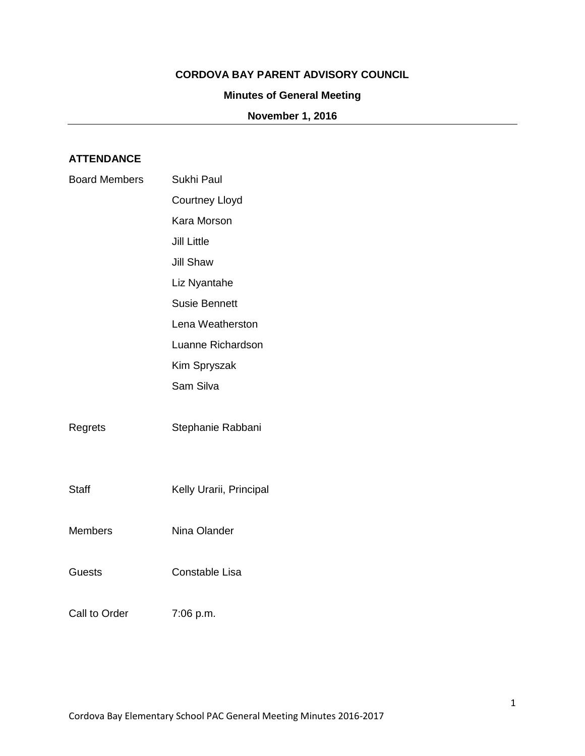**CORDOVA BAY PARENT ADVISORY COUNCIL**

**Minutes of General Meeting**

**November 1, 2016**

---

**ATTENDANCE**

| | |
|---|---|
| Board Members | Sukhi Paul |
| | Courtney Lloyd |
| | Kara Morson |
| | Jill Little |
| | Jill Shaw |
| | Liz Nyantahe |
| | Susie Bennett |
| | Lena Weatherston |
| | Luanne Richardson |
| | Kim Spryszak |
| | Sam Silva |
| Regrets | Stephanie Rabbani |
| Staff | Kelly Urarii, Principal |
| Members | Nina Olander |
| Guests | Constable Lisa |
| Call to Order | 7:06 p.m. |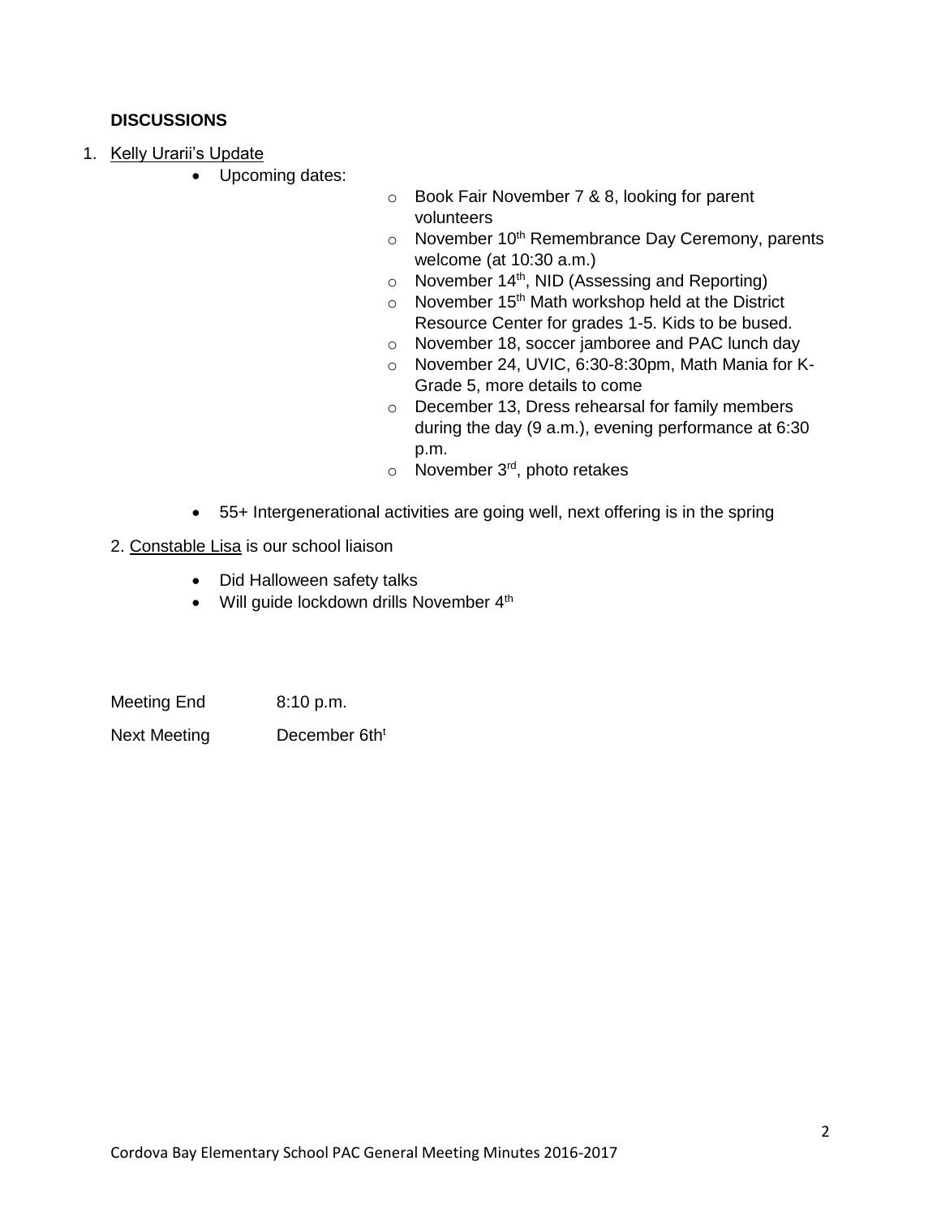**DISCUSSIONS**

1. Kelly Urarii's Update
   - Upcoming dates:
     - Book Fair November 7 & 8, looking for parent volunteers
     - November 10th Remembrance Day Ceremony, parents welcome (at 10:30 a.m.)
     - November 14th, NID (Assessing and Reporting)
     - November 15th Math workshop held at the District Resource Center for grades 1-5. Kids to be bused.
     - November 18, soccer jamboree and PAC lunch day
     - November 24, UVIC, 6:30-8:30pm, Math Mania for K-Grade 5, more details to come
     - December 13, Dress rehearsal for family members during the day (9 a.m.), evening performance at 6:30 p.m.
     - November 3rd, photo retakes
   - 55+ Intergenerational activities are going well, next offering is in the spring

2. Constable Lisa is our school liaison
   - Did Halloween safety talks
   - Will guide lockdown drills November 4th

Meeting End 8:10 p.m.

Next Meeting December 6th